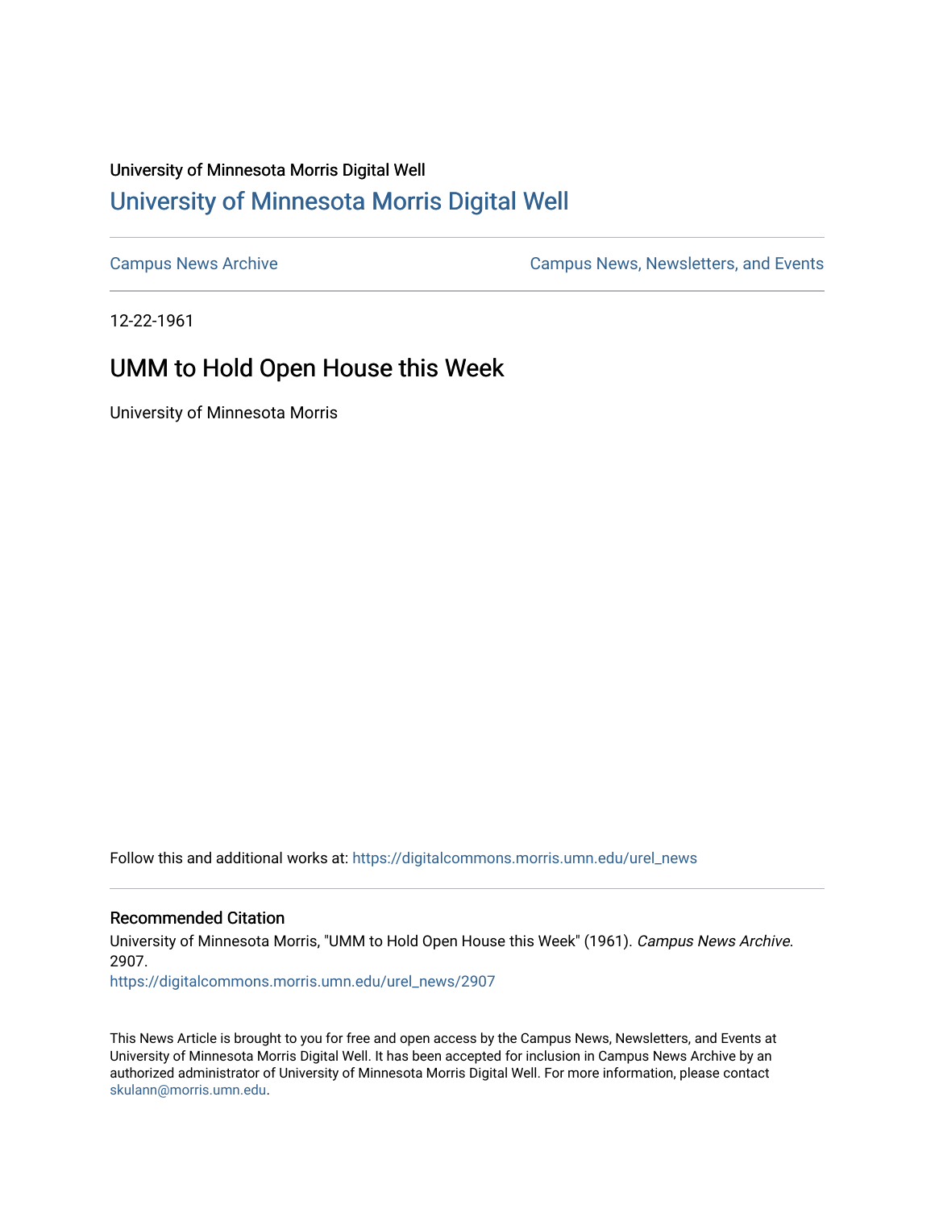University of Minnesota Morris Digital Well

## University of Minnesota Morris Digital Well

Campus News Archive

Campus News, Newsletters, and Events

12-22-1961

# UMM to Hold Open House this Week

University of Minnesota Morris

Follow this and additional works at: https://digitalcommons.morris.umn.edu/urel_news

### Recommended Citation

University of Minnesota Morris, "UMM to Hold Open House this Week" (1961). *Campus News Archive*. 2907.
https://digitalcommons.morris.umn.edu/urel_news/2907

This News Article is brought to you for free and open access by the Campus News, Newsletters, and Events at University of Minnesota Morris Digital Well. It has been accepted for inclusion in Campus News Archive by an authorized administrator of University of Minnesota Morris Digital Well. For more information, please contact skulann@morris.umn.edu.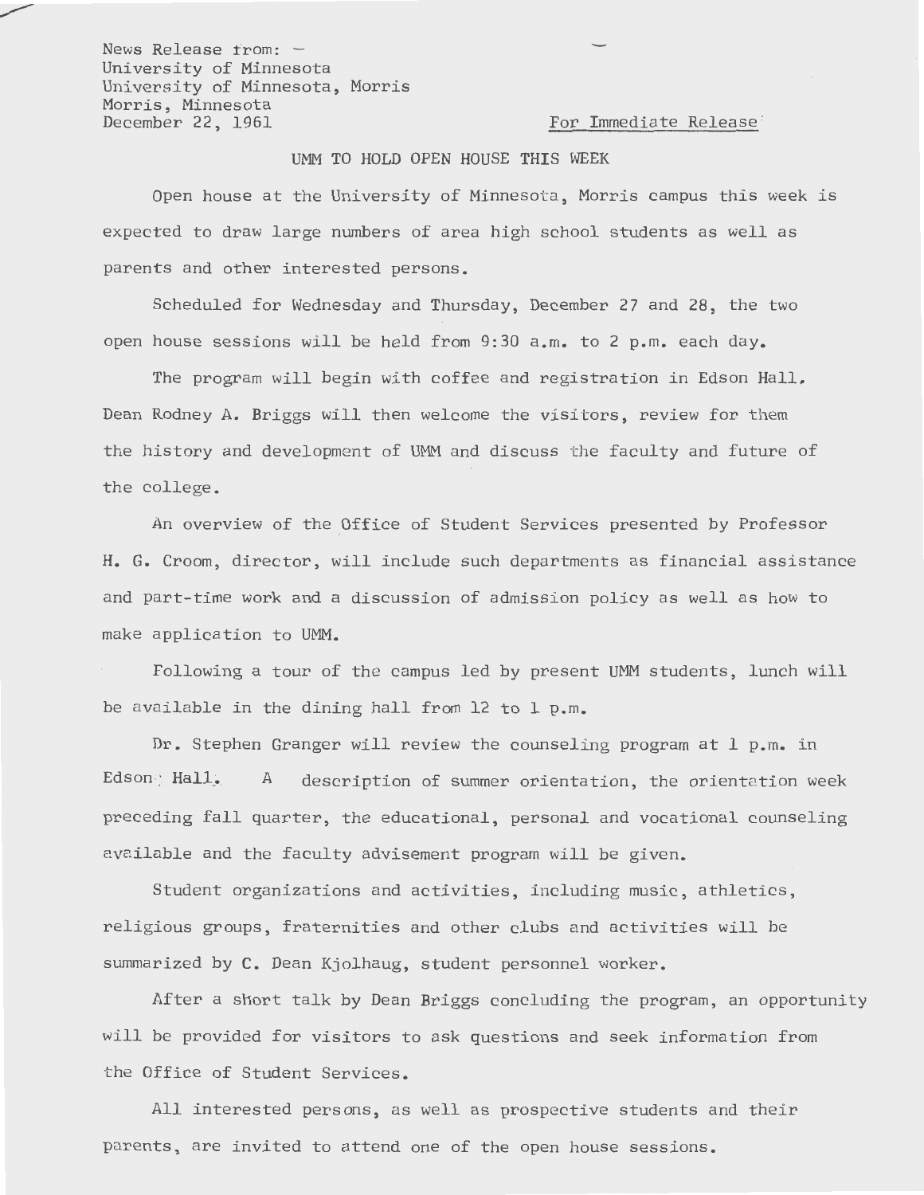News Release from: -
University of Minnesota
University of Minnesota, Morris
Morris, Minnesota
December 22, 1961

For Immediate Release

# UMM TO HOLD OPEN HOUSE THIS WEEK

Open house at the University of Minnesota, Morris campus this week is expected to draw large numbers of area high school students as well as parents and other interested persons.

Scheduled for Wednesday and Thursday, December 27 and 28, the two open house sessions will be held from 9:30 a.m. to 2 p.m. each day.

The program will begin with coffee and registration in Edson Hall. Dean Rodney A. Briggs will then welcome the visitors, review for them the history and development of UMM and discuss the faculty and future of the college.

An overview of the Office of Student Services presented by Professor H. G. Croom, director, will include such departments as financial assistance and part-time work and a discussion of admission policy as well as how to make application to UMM.

Following a tour of the campus led by present UMM students, lunch will be available in the dining hall from 12 to 1 p.m.

Dr. Stephen Granger will review the counseling program at 1 p.m. in Edson Hall. A description of summer orientation, the orientation week preceding fall quarter, the educational, personal and vocational counseling available and the faculty advisement program will be given.

Student organizations and activities, including music, athletics, religious groups, fraternities and other clubs and activities will be summarized by C. Dean Kjolhaug, student personnel worker.

After a short talk by Dean Briggs concluding the program, an opportunity will be provided for visitors to ask questions and seek information from the Office of Student Services.

All interested persons, as well as prospective students and their parents, are invited to attend one of the open house sessions.